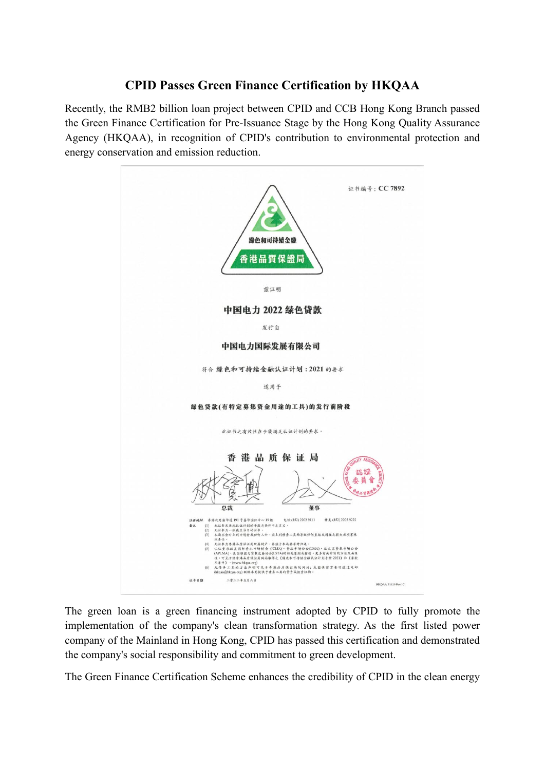# CPID Passes Green Finance Certification by HKQAA

Recently, the RMB2 billion loan project between CPID and CCB Hong Kong Branch passed the Green Finance Certification for Pre-Issuance Stage by the Hong Kong Quality Assurance Agency (HKQAA), in recognition of CPID's contribution to environmental protection and energy conservation and emission reduction.

证书编号：CC 7892

綠色和可持續金融

香港品質保證局

兹证明

**中国电力 2022 绿色贷款**

发行自

**中国电力国际发展有限公司**

符合 **绿色和可持续金融认证计划：2021** 的要求

适用于

**绿色贷款(有特定募集资金用途的工具)的发行前阶段**

此证书之有效性在于能满足认证计划的要求。

**香 港 品 质 保 证 局**

总裁　　董事

The green loan is a green financing instrument adopted by CPID to fully promote the implementation of the company's clean transformation strategy. As the first listed power company of the Mainland in Hong Kong, CPID has passed this certification and demonstrated the company's social responsibility and commitment to green development.

The Green Finance Certification Scheme enhances the credibility of CPID in the clean energy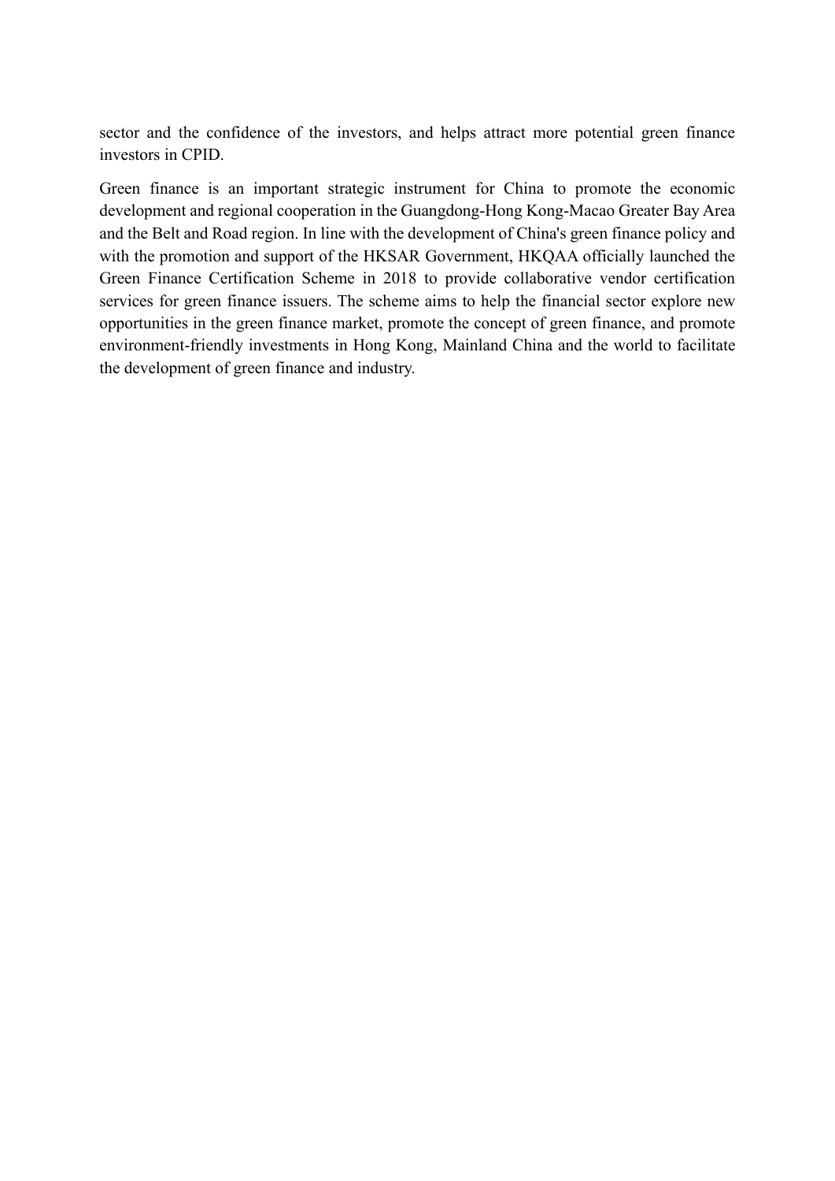sector and the confidence of the investors, and helps attract more potential green finance investors in CPID.

Green finance is an important strategic instrument for China to promote the economic development and regional cooperation in the Guangdong-Hong Kong-Macao Greater Bay Area and the Belt and Road region. In line with the development of China's green finance policy and with the promotion and support of the HKSAR Government, HKQAA officially launched the Green Finance Certification Scheme in 2018 to provide collaborative vendor certification services for green finance issuers. The scheme aims to help the financial sector explore new opportunities in the green finance market, promote the concept of green finance, and promote environment-friendly investments in Hong Kong, Mainland China and the world to facilitate the development of green finance and industry.